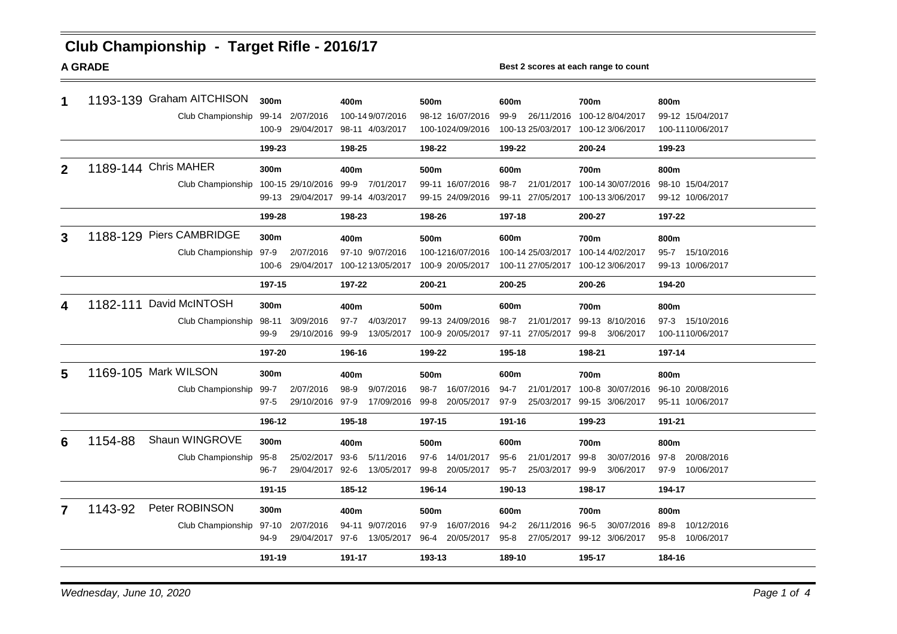# Club Championship - Target Rifle - 2016/17

**A GRADE**

**Best 2 scores at each range to count**

| Place | Total | Name | 300m | 400m | 500m | 600m | 700m | 800m |
|---|---|---|---|---|---|---|---|---|
| **1** | 1193-139 | Graham AITCHISON | | | | | | |
| | | Club Championship | 99-14 2/07/2016 | 100-14 9/07/2016 | 98-12 16/07/2016 | 99-9 26/11/2016 | 100-12 8/04/2017 | 99-12 15/04/2017 |
| | | | 100-9 29/04/2017 | 98-11 4/03/2017 | 100-10 24/09/2016 | 100-13 25/03/2017 | 100-12 3/06/2017 | 100-11 10/06/2017 |
| | | | **199-23** | **198-25** | **198-22** | **199-22** | **200-24** | **199-23** |
| **2** | 1189-144 | Chris MAHER | | | | | | |
| | | Club Championship | 100-15 29/10/2016 | 99-9 7/01/2017 | 99-11 16/07/2016 | 98-7 21/01/2017 | 100-14 30/07/2016 | 98-10 15/04/2017 |
| | | | 99-13 29/04/2017 | 99-14 4/03/2017 | 99-15 24/09/2016 | 99-11 27/05/2017 | 100-13 3/06/2017 | 99-12 10/06/2017 |
| | | | **199-28** | **198-23** | **198-26** | **197-18** | **200-27** | **197-22** |
| **3** | 1188-129 | Piers CAMBRIDGE | | | | | | |
| | | Club Championship | 97-9 2/07/2016 | 97-10 9/07/2016 | 100-12 16/07/2016 | 100-14 25/03/2017 | 100-14 4/02/2017 | 95-7 15/10/2016 |
| | | | 100-6 29/04/2017 | 100-12 13/05/2017 | 100-9 20/05/2017 | 100-11 27/05/2017 | 100-12 3/06/2017 | 99-13 10/06/2017 |
| | | | **197-15** | **197-22** | **200-21** | **200-25** | **200-26** | **194-20** |
| **4** | 1182-111 | David McINTOSH | | | | | | |
| | | Club Championship | 98-11 3/09/2016 | 97-7 4/03/2017 | 99-13 24/09/2016 | 98-7 21/01/2017 | 99-13 8/10/2016 | 97-3 15/10/2016 |
| | | | 99-9 29/10/2016 | 99-9 13/05/2017 | 100-9 20/05/2017 | 97-11 27/05/2017 | 99-8 3/06/2017 | 100-11 10/06/2017 |
| | | | **197-20** | **196-16** | **199-22** | **195-18** | **198-21** | **197-14** |
| **5** | 1169-105 | Mark WILSON | | | | | | |
| | | Club Championship | 99-7 2/07/2016 | 98-9 9/07/2016 | 98-7 16/07/2016 | 94-7 21/01/2017 | 100-8 30/07/2016 | 96-10 20/08/2016 |
| | | | 97-5 29/10/2016 | 97-9 17/09/2016 | 99-8 20/05/2017 | 97-9 25/03/2017 | 99-15 3/06/2017 | 95-11 10/06/2017 |
| | | | **196-12** | **195-18** | **197-15** | **191-16** | **199-23** | **191-21** |
| **6** | 1154-88 | Shaun WINGROVE | | | | | | |
| | | Club Championship | 95-8 25/02/2017 | 93-6 5/11/2016 | 97-6 14/01/2017 | 95-6 21/01/2017 | 99-8 30/07/2016 | 97-8 20/08/2016 |
| | | | 96-7 29/04/2017 | 92-6 13/05/2017 | 99-8 20/05/2017 | 95-7 25/03/2017 | 99-9 3/06/2017 | 97-9 10/06/2017 |
| | | | **191-15** | **185-12** | **196-14** | **190-13** | **198-17** | **194-17** |
| **7** | 1143-92 | Peter ROBINSON | | | | | | |
| | | Club Championship | 97-10 2/07/2016 | 94-11 9/07/2016 | 97-9 16/07/2016 | 94-2 26/11/2016 | 96-5 30/07/2016 | 89-8 10/12/2016 |
| | | | 94-9 29/04/2017 | 97-6 13/05/2017 | 96-4 20/05/2017 | 95-8 27/05/2017 | 99-12 3/06/2017 | 95-8 10/06/2017 |
| | | | **191-19** | **191-17** | **193-13** | **189-10** | **195-17** | **184-16** |

*Wednesday, June 10, 2020*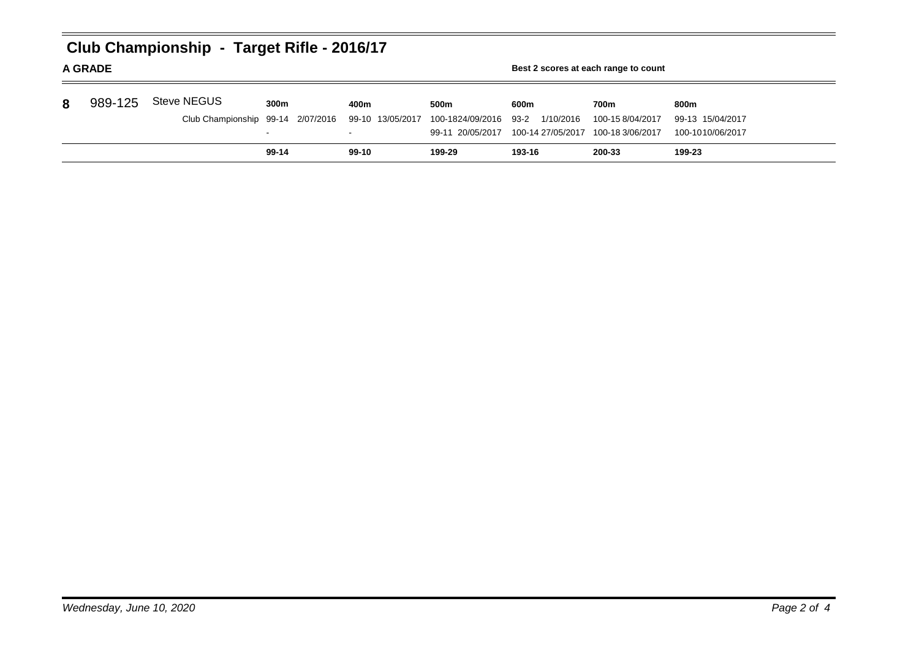# Club Championship - Target Rifle - 2016/17

**A GRADE**

**Best 2 scores at each range to count**

| | | | 300m | 400m | 500m | 600m | 700m | 800m |
|---|---|---|---|---|---|---|---|---|
| **8** | 989-125 | Steve NEGUS | | | | | | |
| | | Club Championship | 99-14 2/07/2016 | 99-10 13/05/2017 | 100-1824/09/2016 | 93-2 1/10/2016 | 100-15 8/04/2017 | 99-13 15/04/2017 |
| | | | - | - | 99-11 20/05/2017 | 100-14 27/05/2017 | 100-18 3/06/2017 | 100-1010/06/2017 |
| | | | **99-14** | **99-10** | **199-29** | **193-16** | **200-33** | **199-23** |

*Wednesday, June 10, 2020*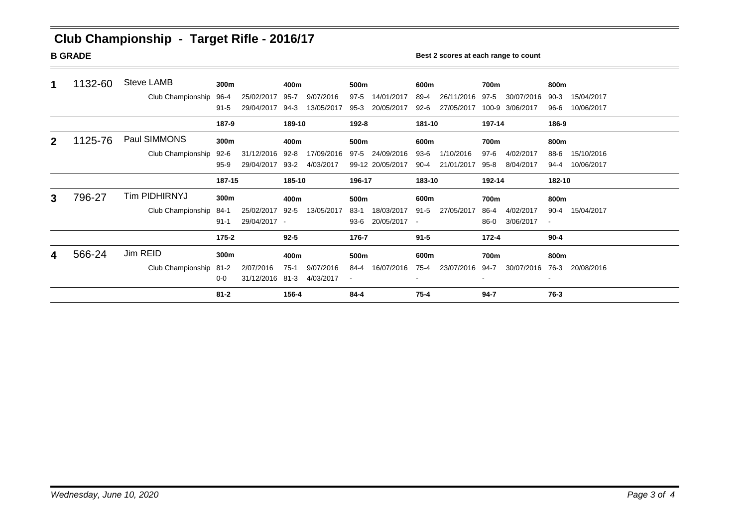# Club Championship - Target Rifle - 2016/17

**B GRADE**

**Best 2 scores at each range to count**

| Place | Total | Name | 300m | | 400m | | 500m | | 600m | | 700m | | 800m | |
|---|---|---|---|---|---|---|---|---|---|---|---|---|---|---|
| **1** | 1132-60 | Steve LAMB | **300m** | | **400m** | | **500m** | | **600m** | | **700m** | | **800m** | |
| | | Club Championship | 96-4 | 25/02/2017 | 95-7 | 9/07/2016 | 97-5 | 14/01/2017 | 89-4 | 26/11/2016 | 97-5 | 30/07/2016 | 90-3 | 15/04/2017 |
| | | | 91-5 | 29/04/2017 | 94-3 | 13/05/2017 | 95-3 | 20/05/2017 | 92-6 | 27/05/2017 | 100-9 | 3/06/2017 | 96-6 | 10/06/2017 |
| | | | **187-9** | | **189-10** | | **192-8** | | **181-10** | | **197-14** | | **186-9** | |
| **2** | 1125-76 | Paul SIMMONS | **300m** | | **400m** | | **500m** | | **600m** | | **700m** | | **800m** | |
| | | Club Championship | 92-6 | 31/12/2016 | 92-8 | 17/09/2016 | 97-5 | 24/09/2016 | 93-6 | 1/10/2016 | 97-6 | 4/02/2017 | 88-6 | 15/10/2016 |
| | | | 95-9 | 29/04/2017 | 93-2 | 4/03/2017 | 99-12 | 20/05/2017 | 90-4 | 21/01/2017 | 95-8 | 8/04/2017 | 94-4 | 10/06/2017 |
| | | | **187-15** | | **185-10** | | **196-17** | | **183-10** | | **192-14** | | **182-10** | |
| **3** | 796-27 | Tim PIDHIRNYJ | **300m** | | **400m** | | **500m** | | **600m** | | **700m** | | **800m** | |
| | | Club Championship | 84-1 | 25/02/2017 | 92-5 | 13/05/2017 | 83-1 | 18/03/2017 | 91-5 | 27/05/2017 | 86-4 | 4/02/2017 | 90-4 | 15/04/2017 |
| | | | 91-1 | 29/04/2017 | - | | 93-6 | 20/05/2017 | - | | 86-0 | 3/06/2017 | - | |
| | | | **175-2** | | **92-5** | | **176-7** | | **91-5** | | **172-4** | | **90-4** | |
| **4** | 566-24 | Jim REID | **300m** | | **400m** | | **500m** | | **600m** | | **700m** | | **800m** | |
| | | Club Championship | 81-2 | 2/07/2016 | 75-1 | 9/07/2016 | 84-4 | 16/07/2016 | 75-4 | 23/07/2016 | 94-7 | 30/07/2016 | 76-3 | 20/08/2016 |
| | | | 0-0 | 31/12/2016 | 81-3 | 4/03/2017 | - | | - | | - | | - | |
| | | | **81-2** | | **156-4** | | **84-4** | | **75-4** | | **94-7** | | **76-3** | |

*Wednesday, June 10, 2020*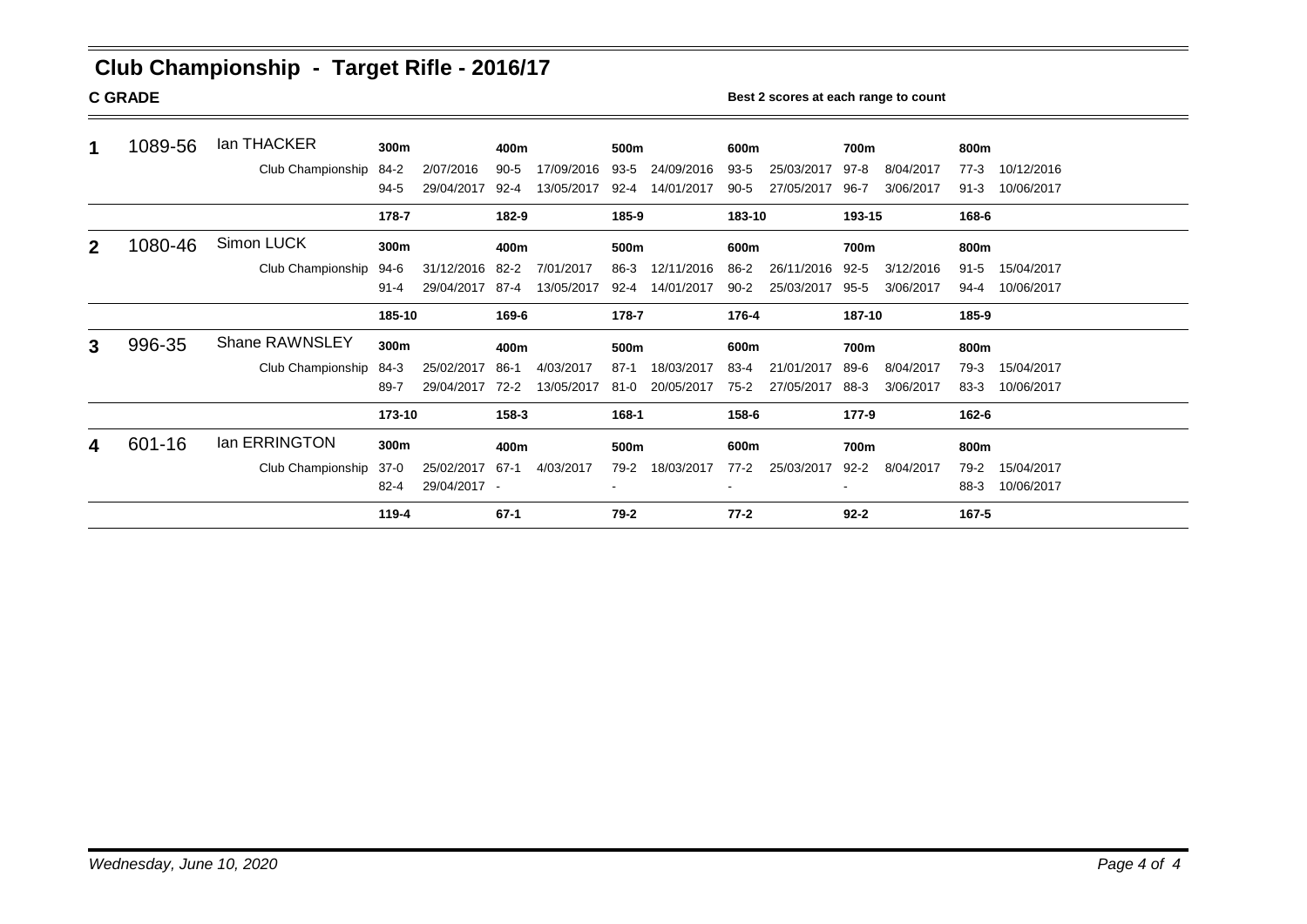# Club Championship - Target Rifle - 2016/17

**C GRADE**

**Best 2 scores at each range to count**

| | | | | | | | | | | | | | | | |
|---|---|---|---|---|---|---|---|---|---|---|---|---|---|---|---|
| **1** | 1089-56 | Ian THACKER | **300m** | | **400m** | | **500m** | | **600m** | | **700m** | | **800m** | |
| | | Club Championship | 84-2 | 2/07/2016 | 90-5 | 17/09/2016 | 93-5 | 24/09/2016 | 93-5 | 25/03/2017 | 97-8 | 8/04/2017 | 77-3 | 10/12/2016 |
| | | | 94-5 | 29/04/2017 | 92-4 | 13/05/2017 | 92-4 | 14/01/2017 | 90-5 | 27/05/2017 | 96-7 | 3/06/2017 | 91-3 | 10/06/2017 |
| | | | **178-7** | | **182-9** | | **185-9** | | **183-10** | | **193-15** | | **168-6** | |
| **2** | 1080-46 | Simon LUCK | **300m** | | **400m** | | **500m** | | **600m** | | **700m** | | **800m** | |
| | | Club Championship | 94-6 | 31/12/2016 | 82-2 | 7/01/2017 | 86-3 | 12/11/2016 | 86-2 | 26/11/2016 | 92-5 | 3/12/2016 | 91-5 | 15/04/2017 |
| | | | 91-4 | 29/04/2017 | 87-4 | 13/05/2017 | 92-4 | 14/01/2017 | 90-2 | 25/03/2017 | 95-5 | 3/06/2017 | 94-4 | 10/06/2017 |
| | | | **185-10** | | **169-6** | | **178-7** | | **176-4** | | **187-10** | | **185-9** | |
| **3** | 996-35 | Shane RAWNSLEY | **300m** | | **400m** | | **500m** | | **600m** | | **700m** | | **800m** | |
| | | Club Championship | 84-3 | 25/02/2017 | 86-1 | 4/03/2017 | 87-1 | 18/03/2017 | 83-4 | 21/01/2017 | 89-6 | 8/04/2017 | 79-3 | 15/04/2017 |
| | | | 89-7 | 29/04/2017 | 72-2 | 13/05/2017 | 81-0 | 20/05/2017 | 75-2 | 27/05/2017 | 88-3 | 3/06/2017 | 83-3 | 10/06/2017 |
| | | | **173-10** | | **158-3** | | **168-1** | | **158-6** | | **177-9** | | **162-6** | |
| **4** | 601-16 | Ian ERRINGTON | **300m** | | **400m** | | **500m** | | **600m** | | **700m** | | **800m** | |
| | | Club Championship | 37-0 | 25/02/2017 | 67-1 | 4/03/2017 | 79-2 | 18/03/2017 | 77-2 | 25/03/2017 | 92-2 | 8/04/2017 | 79-2 | 15/04/2017 |
| | | | 82-4 | 29/04/2017 | - | | - | | - | | - | | 88-3 | 10/06/2017 |
| | | | **119-4** | | **67-1** | | **79-2** | | **77-2** | | **92-2** | | **167-5** | |

*Wednesday, June 10, 2020*